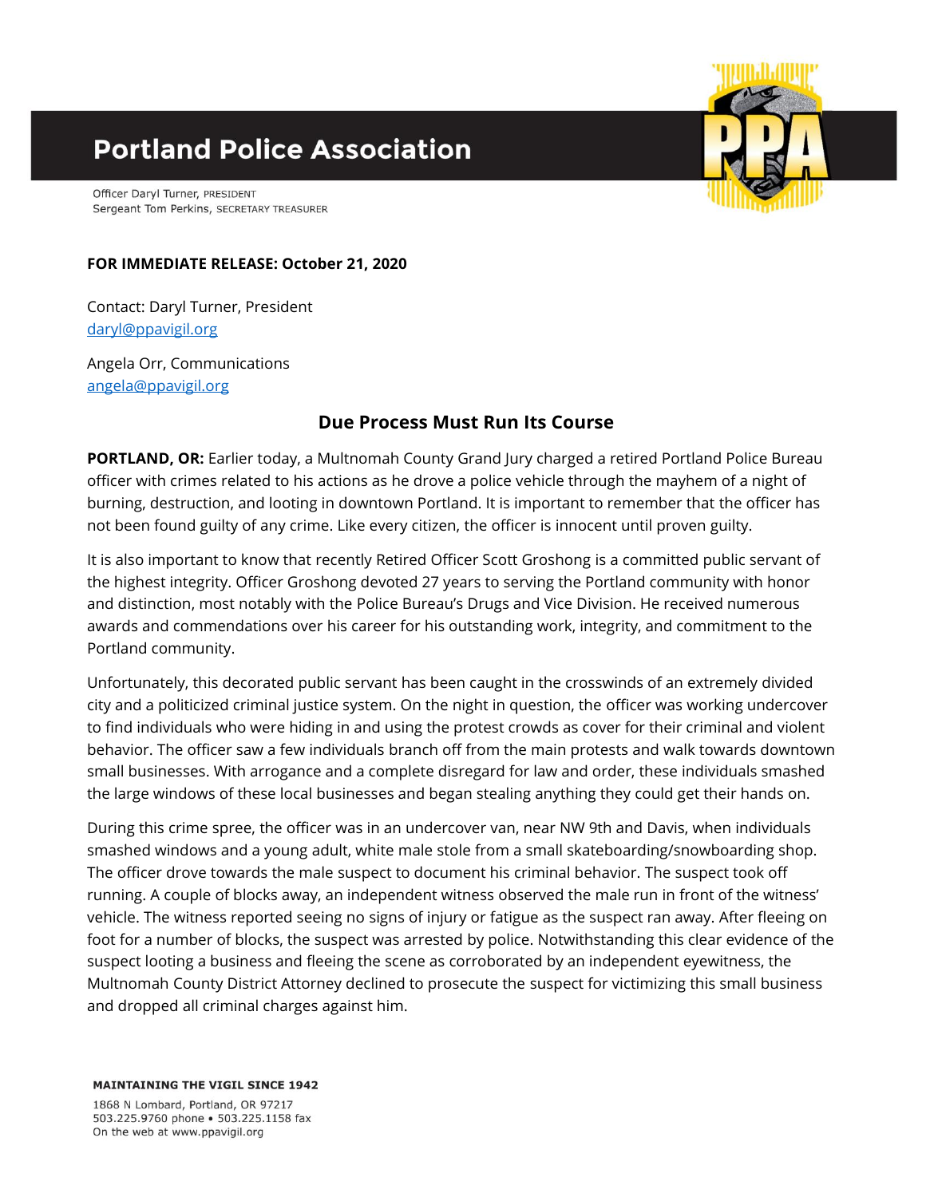# Portland Police Association

Officer Daryl Turner, PRESIDENT
Sergeant Tom Perkins, SECRETARY TREASURER

**FOR IMMEDIATE RELEASE: October 21, 2020**

Contact: Daryl Turner, President
daryl@ppavigil.org

Angela Orr, Communications
angela@ppavigil.org

## Due Process Must Run Its Course

**PORTLAND, OR:** Earlier today, a Multnomah County Grand Jury charged a retired Portland Police Bureau officer with crimes related to his actions as he drove a police vehicle through the mayhem of a night of burning, destruction, and looting in downtown Portland. It is important to remember that the officer has not been found guilty of any crime. Like every citizen, the officer is innocent until proven guilty.

It is also important to know that recently Retired Officer Scott Groshong is a committed public servant of the highest integrity. Officer Groshong devoted 27 years to serving the Portland community with honor and distinction, most notably with the Police Bureau's Drugs and Vice Division. He received numerous awards and commendations over his career for his outstanding work, integrity, and commitment to the Portland community.

Unfortunately, this decorated public servant has been caught in the crosswinds of an extremely divided city and a politicized criminal justice system. On the night in question, the officer was working undercover to find individuals who were hiding in and using the protest crowds as cover for their criminal and violent behavior. The officer saw a few individuals branch off from the main protests and walk towards downtown small businesses. With arrogance and a complete disregard for law and order, these individuals smashed the large windows of these local businesses and began stealing anything they could get their hands on.

During this crime spree, the officer was in an undercover van, near NW 9th and Davis, when individuals smashed windows and a young adult, white male stole from a small skateboarding/snowboarding shop. The officer drove towards the male suspect to document his criminal behavior. The suspect took off running. A couple of blocks away, an independent witness observed the male run in front of the witness' vehicle. The witness reported seeing no signs of injury or fatigue as the suspect ran away. After fleeing on foot for a number of blocks, the suspect was arrested by police. Notwithstanding this clear evidence of the suspect looting a business and fleeing the scene as corroborated by an independent eyewitness, the Multnomah County District Attorney declined to prosecute the suspect for victimizing this small business and dropped all criminal charges against him.

MAINTAINING THE VIGIL SINCE 1942

1868 N Lombard, Portland, OR 97217
503.225.9760 phone • 503.225.1158 fax
On the web at www.ppavigil.org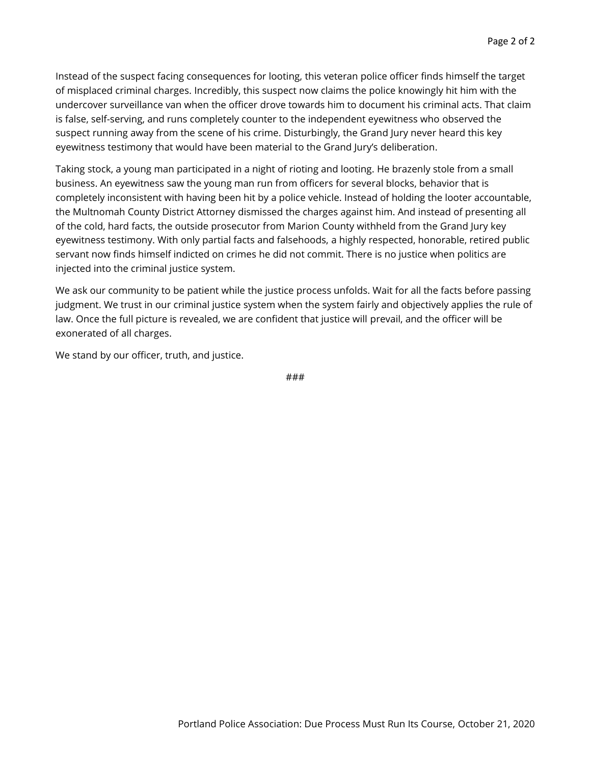Instead of the suspect facing consequences for looting, this veteran police officer finds himself the target of misplaced criminal charges. Incredibly, this suspect now claims the police knowingly hit him with the undercover surveillance van when the officer drove towards him to document his criminal acts. That claim is false, self-serving, and runs completely counter to the independent eyewitness who observed the suspect running away from the scene of his crime. Disturbingly, the Grand Jury never heard this key eyewitness testimony that would have been material to the Grand Jury's deliberation.

Taking stock, a young man participated in a night of rioting and looting. He brazenly stole from a small business. An eyewitness saw the young man run from officers for several blocks, behavior that is completely inconsistent with having been hit by a police vehicle. Instead of holding the looter accountable, the Multnomah County District Attorney dismissed the charges against him. And instead of presenting all of the cold, hard facts, the outside prosecutor from Marion County withheld from the Grand Jury key eyewitness testimony. With only partial facts and falsehoods, a highly respected, honorable, retired public servant now finds himself indicted on crimes he did not commit. There is no justice when politics are injected into the criminal justice system.

We ask our community to be patient while the justice process unfolds. Wait for all the facts before passing judgment. We trust in our criminal justice system when the system fairly and objectively applies the rule of law. Once the full picture is revealed, we are confident that justice will prevail, and the officer will be exonerated of all charges.

We stand by our officer, truth, and justice.

###